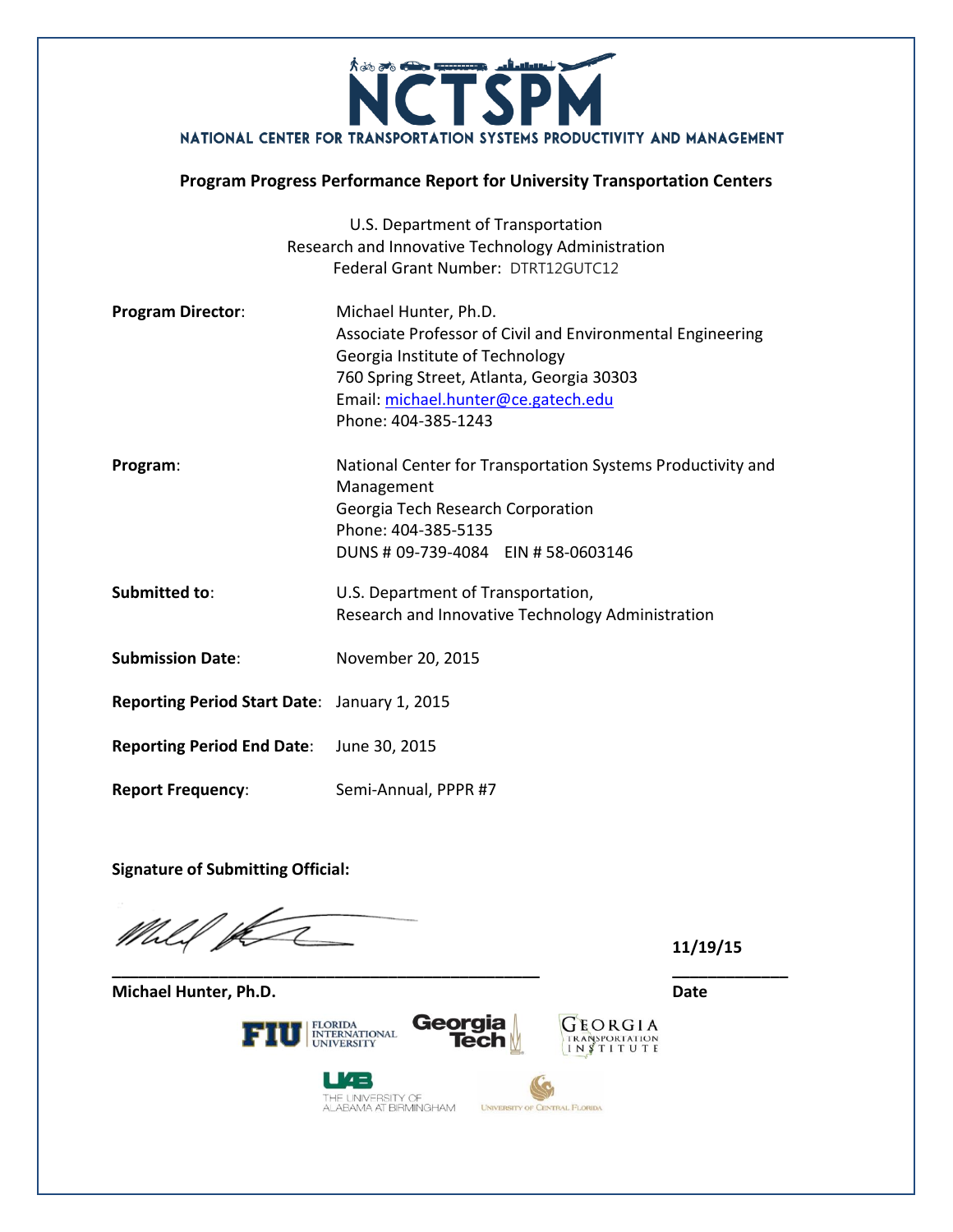# NCTSPM

## NATIONAL CENTER FOR TRANSPORTATION SYSTEMS PRODUCTIVITY AND MANAGEMENT

**Program Progress Performance Report for University Transportation Centers**

U.S. Department of Transportation
Research and Innovative Technology Administration
Federal Grant Number: DTRT12GUTC12

**Program Director**: Michael Hunter, Ph.D.
Associate Professor of Civil and Environmental Engineering
Georgia Institute of Technology
760 Spring Street, Atlanta, Georgia 30303
Email: michael.hunter@ce.gatech.edu
Phone: 404-385-1243

**Program**: National Center for Transportation Systems Productivity and Management
Georgia Tech Research Corporation
Phone: 404-385-5135
DUNS # 09-739-4084 EIN # 58-0603146

**Submitted to**: U.S. Department of Transportation,
Research and Innovative Technology Administration

**Submission Date**: November 20, 2015

**Reporting Period Start Date**: January 1, 2015

**Reporting Period End Date**: June 30, 2015

**Report Frequency**: Semi-Annual, PPPR #7

**Signature of Submitting Official:**

**Michael Hunter, Ph.D.** **11/19/15**
**Date**

Florida International University | Georgia Tech | Georgia Transportation Institute | The University of Alabama at Birmingham | University of Central Florida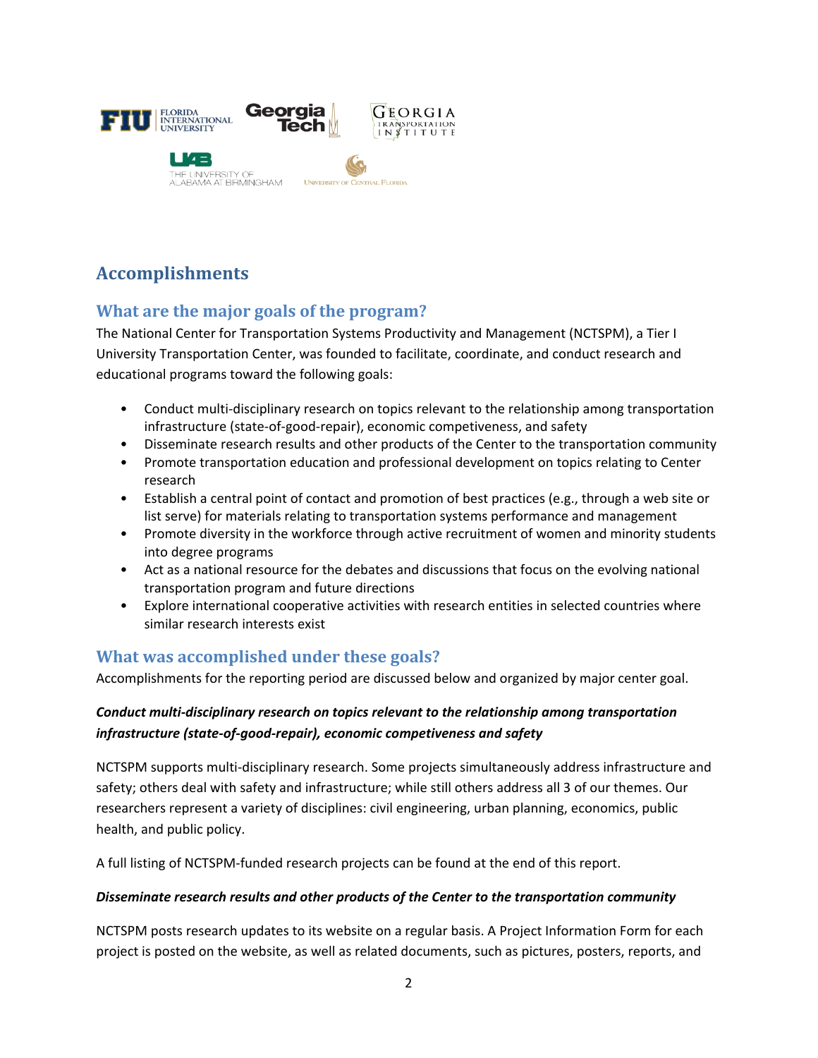## Accomplishments

### What are the major goals of the program?

The National Center for Transportation Systems Productivity and Management (NCTSPM), a Tier I University Transportation Center, was founded to facilitate, coordinate, and conduct research and educational programs toward the following goals:

- Conduct multi-disciplinary research on topics relevant to the relationship among transportation infrastructure (state-of-good-repair), economic competiveness, and safety
- Disseminate research results and other products of the Center to the transportation community
- Promote transportation education and professional development on topics relating to Center research
- Establish a central point of contact and promotion of best practices (e.g., through a web site or list serve) for materials relating to transportation systems performance and management
- Promote diversity in the workforce through active recruitment of women and minority students into degree programs
- Act as a national resource for the debates and discussions that focus on the evolving national transportation program and future directions
- Explore international cooperative activities with research entities in selected countries where similar research interests exist

### What was accomplished under these goals?

Accomplishments for the reporting period are discussed below and organized by major center goal.

***Conduct multi-disciplinary research on topics relevant to the relationship among transportation infrastructure (state-of-good-repair), economic competiveness and safety***

NCTSPM supports multi-disciplinary research. Some projects simultaneously address infrastructure and safety; others deal with safety and infrastructure; while still others address all 3 of our themes. Our researchers represent a variety of disciplines: civil engineering, urban planning, economics, public health, and public policy.

A full listing of NCTSPM-funded research projects can be found at the end of this report.

***Disseminate research results and other products of the Center to the transportation community***

NCTSPM posts research updates to its website on a regular basis. A Project Information Form for each project is posted on the website, as well as related documents, such as pictures, posters, reports, and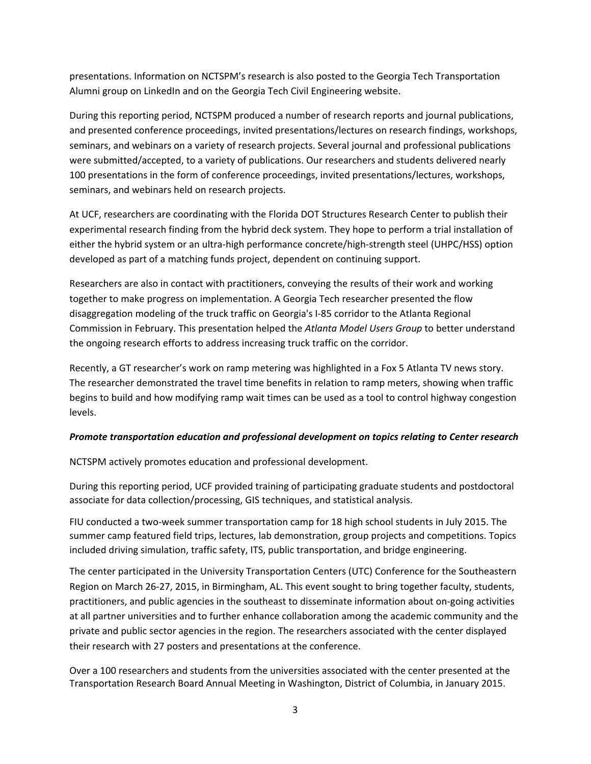presentations. Information on NCTSPM's research is also posted to the Georgia Tech Transportation Alumni group on LinkedIn and on the Georgia Tech Civil Engineering website.

During this reporting period, NCTSPM produced a number of research reports and journal publications, and presented conference proceedings, invited presentations/lectures on research findings, workshops, seminars, and webinars on a variety of research projects. Several journal and professional publications were submitted/accepted, to a variety of publications. Our researchers and students delivered nearly 100 presentations in the form of conference proceedings, invited presentations/lectures, workshops, seminars, and webinars held on research projects.

At UCF, researchers are coordinating with the Florida DOT Structures Research Center to publish their experimental research finding from the hybrid deck system. They hope to perform a trial installation of either the hybrid system or an ultra-high performance concrete/high-strength steel (UHPC/HSS) option developed as part of a matching funds project, dependent on continuing support.

Researchers are also in contact with practitioners, conveying the results of their work and working together to make progress on implementation. A Georgia Tech researcher presented the flow disaggregation modeling of the truck traffic on Georgia's I-85 corridor to the Atlanta Regional Commission in February. This presentation helped the *Atlanta Model Users Group* to better understand the ongoing research efforts to address increasing truck traffic on the corridor.

Recently, a GT researcher's work on ramp metering was highlighted in a Fox 5 Atlanta TV news story. The researcher demonstrated the travel time benefits in relation to ramp meters, showing when traffic begins to build and how modifying ramp wait times can be used as a tool to control highway congestion levels.

***Promote transportation education and professional development on topics relating to Center research***

NCTSPM actively promotes education and professional development.

During this reporting period, UCF provided training of participating graduate students and postdoctoral associate for data collection/processing, GIS techniques, and statistical analysis.

FIU conducted a two-week summer transportation camp for 18 high school students in July 2015. The summer camp featured field trips, lectures, lab demonstration, group projects and competitions. Topics included driving simulation, traffic safety, ITS, public transportation, and bridge engineering.

The center participated in the University Transportation Centers (UTC) Conference for the Southeastern Region on March 26-27, 2015, in Birmingham, AL. This event sought to bring together faculty, students, practitioners, and public agencies in the southeast to disseminate information about on-going activities at all partner universities and to further enhance collaboration among the academic community and the private and public sector agencies in the region. The researchers associated with the center displayed their research with 27 posters and presentations at the conference.

Over a 100 researchers and students from the universities associated with the center presented at the Transportation Research Board Annual Meeting in Washington, District of Columbia, in January 2015.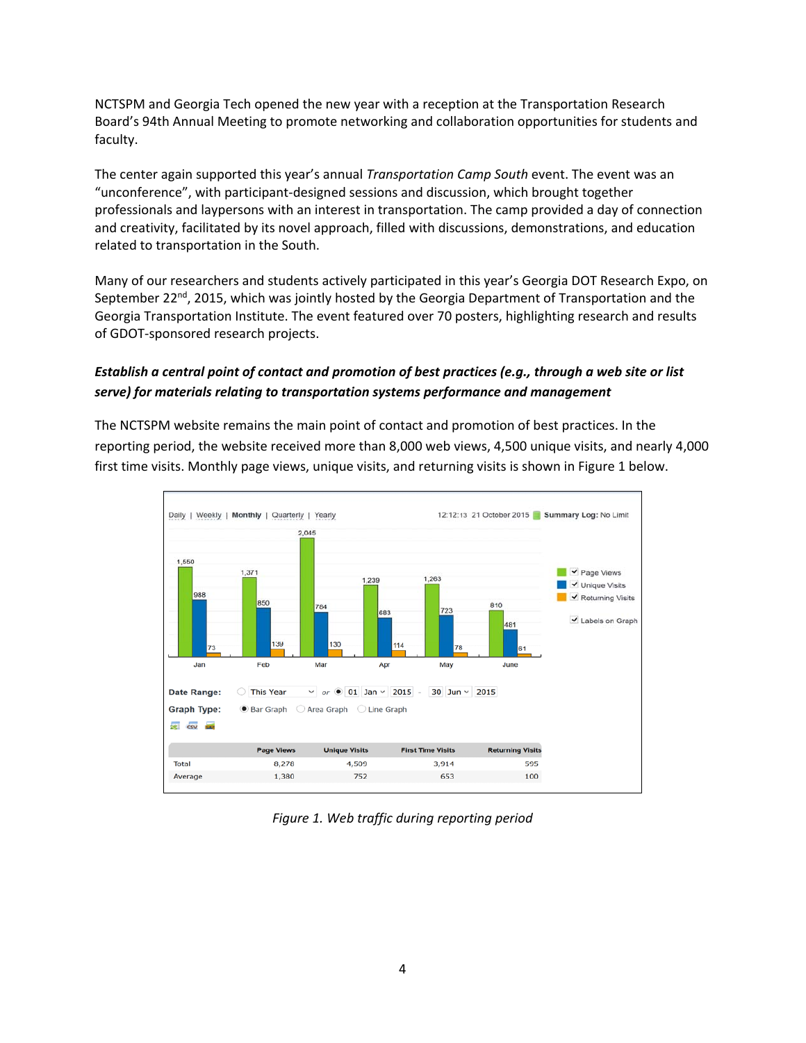NCTSPM and Georgia Tech opened the new year with a reception at the Transportation Research Board's 94th Annual Meeting to promote networking and collaboration opportunities for students and faculty.

The center again supported this year's annual *Transportation Camp South* event. The event was an "unconference", with participant-designed sessions and discussion, which brought together professionals and laypersons with an interest in transportation. The camp provided a day of connection and creativity, facilitated by its novel approach, filled with discussions, demonstrations, and education related to transportation in the South.

Many of our researchers and students actively participated in this year's Georgia DOT Research Expo, on September 22nd, 2015, which was jointly hosted by the Georgia Department of Transportation and the Georgia Transportation Institute. The event featured over 70 posters, highlighting research and results of GDOT-sponsored research projects.

***Establish a central point of contact and promotion of best practices (e.g., through a web site or list serve) for materials relating to transportation systems performance and management***

The NCTSPM website remains the main point of contact and promotion of best practices. In the reporting period, the website received more than 8,000 web views, 4,500 unique visits, and nearly 4,000 first time visits. Monthly page views, unique visits, and returning visits is shown in Figure 1 below.

| Month | Page Views | Unique Visits | Returning Visits |
|---|---|---|---|
| Jan | 1,550 | 988 | 73 |
| Feb | 1,371 | 850 | 139 |
| Mar | 2,045 | 784 | 130 |
| Apr | 1,239 | 683 | 114 |
| May | 1,263 | 723 | 78 |
| June | 810 | 481 | 61 |

| | Page Views | Unique Visits | First Time Visits | Returning Visits |
|---|---|---|---|---|
| Total | 8,278 | 4,509 | 3,914 | 595 |
| Average | 1,380 | 752 | 653 | 100 |

*Figure 1. Web traffic during reporting period*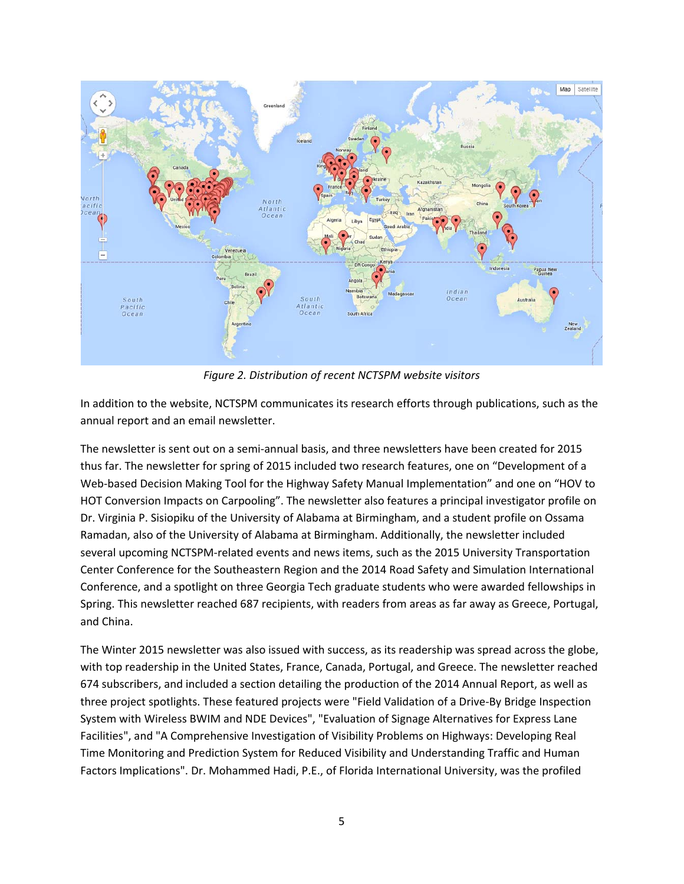*Figure 2. Distribution of recent NCTSPM website visitors*

In addition to the website, NCTSPM communicates its research efforts through publications, such as the annual report and an email newsletter.

The newsletter is sent out on a semi-annual basis, and three newsletters have been created for 2015 thus far. The newsletter for spring of 2015 included two research features, one on "Development of a Web-based Decision Making Tool for the Highway Safety Manual Implementation" and one on "HOV to HOT Conversion Impacts on Carpooling". The newsletter also features a principal investigator profile on Dr. Virginia P. Sisiopiku of the University of Alabama at Birmingham, and a student profile on Ossama Ramadan, also of the University of Alabama at Birmingham. Additionally, the newsletter included several upcoming NCTSPM-related events and news items, such as the 2015 University Transportation Center Conference for the Southeastern Region and the 2014 Road Safety and Simulation International Conference, and a spotlight on three Georgia Tech graduate students who were awarded fellowships in Spring. This newsletter reached 687 recipients, with readers from areas as far away as Greece, Portugal, and China.

The Winter 2015 newsletter was also issued with success, as its readership was spread across the globe, with top readership in the United States, France, Canada, Portugal, and Greece. The newsletter reached 674 subscribers, and included a section detailing the production of the 2014 Annual Report, as well as three project spotlights. These featured projects were "Field Validation of a Drive-By Bridge Inspection System with Wireless BWIM and NDE Devices", "Evaluation of Signage Alternatives for Express Lane Facilities", and "A Comprehensive Investigation of Visibility Problems on Highways: Developing Real Time Monitoring and Prediction System for Reduced Visibility and Understanding Traffic and Human Factors Implications". Dr. Mohammed Hadi, P.E., of Florida International University, was the profiled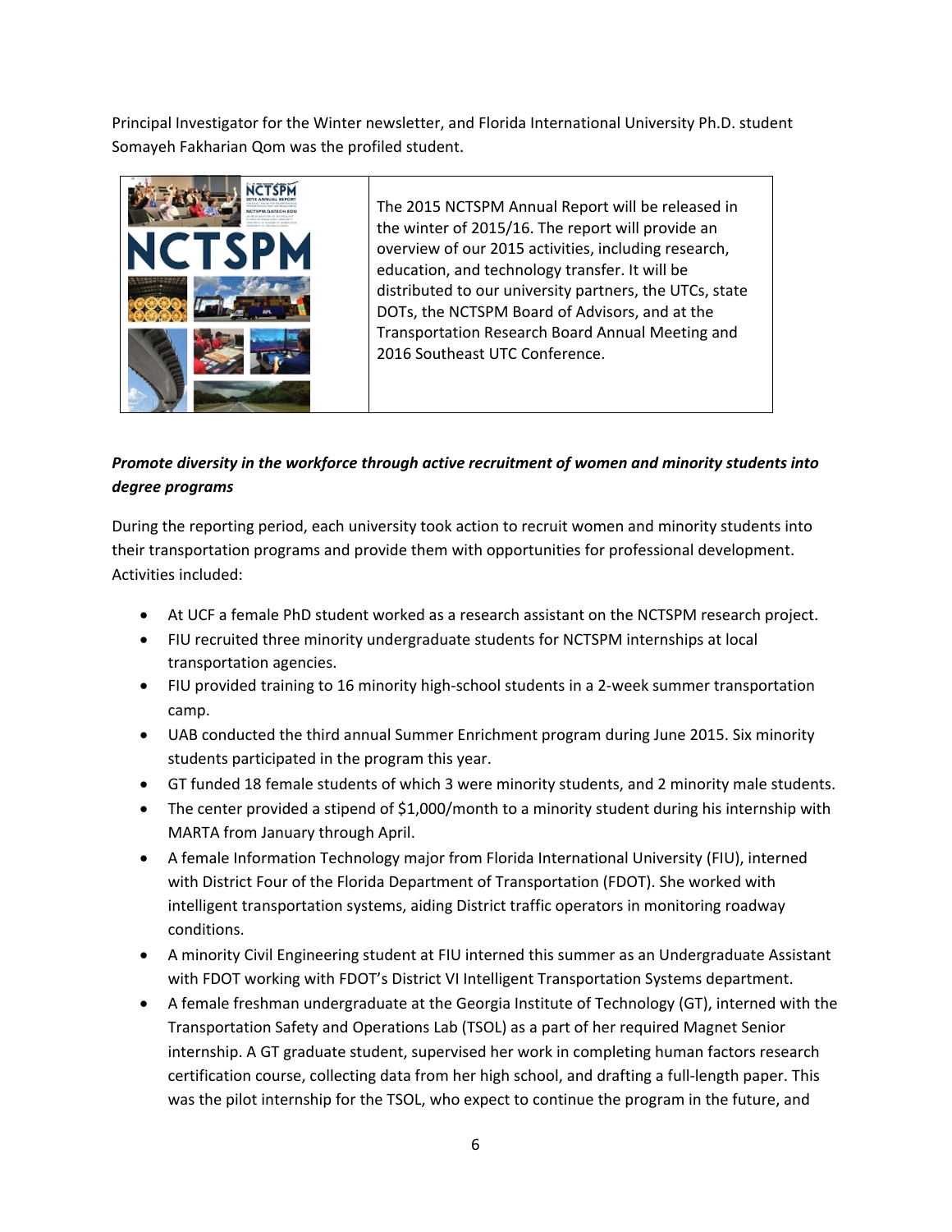Principal Investigator for the Winter newsletter, and Florida International University Ph.D. student Somayeh Fakharian Qom was the profiled student.

The 2015 NCTSPM Annual Report will be released in the winter of 2015/16. The report will provide an overview of our 2015 activities, including research, education, and technology transfer. It will be distributed to our university partners, the UTCs, state DOTs, the NCTSPM Board of Advisors, and at the Transportation Research Board Annual Meeting and 2016 Southeast UTC Conference.

***Promote diversity in the workforce through active recruitment of women and minority students into degree programs***

During the reporting period, each university took action to recruit women and minority students into their transportation programs and provide them with opportunities for professional development. Activities included:

- At UCF a female PhD student worked as a research assistant on the NCTSPM research project.
- FIU recruited three minority undergraduate students for NCTSPM internships at local transportation agencies.
- FIU provided training to 16 minority high-school students in a 2-week summer transportation camp.
- UAB conducted the third annual Summer Enrichment program during June 2015. Six minority students participated in the program this year.
- GT funded 18 female students of which 3 were minority students, and 2 minority male students.
- The center provided a stipend of $1,000/month to a minority student during his internship with MARTA from January through April.
- A female Information Technology major from Florida International University (FIU), interned with District Four of the Florida Department of Transportation (FDOT). She worked with intelligent transportation systems, aiding District traffic operators in monitoring roadway conditions.
- A minority Civil Engineering student at FIU interned this summer as an Undergraduate Assistant with FDOT working with FDOT's District VI Intelligent Transportation Systems department.
- A female freshman undergraduate at the Georgia Institute of Technology (GT), interned with the Transportation Safety and Operations Lab (TSOL) as a part of her required Magnet Senior internship. A GT graduate student, supervised her work in completing human factors research certification course, collecting data from her high school, and drafting a full-length paper. This was the pilot internship for the TSOL, who expect to continue the program in the future, and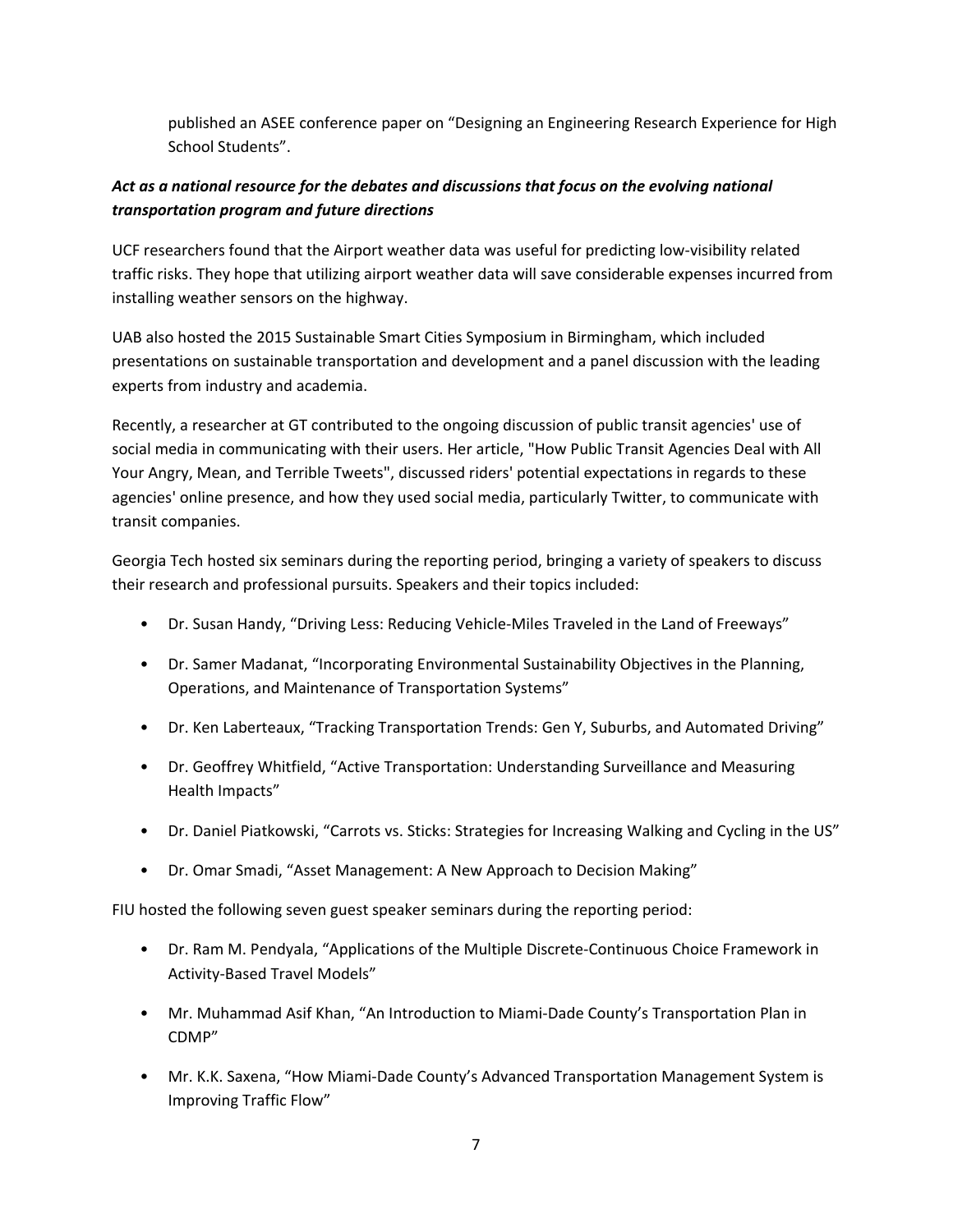published an ASEE conference paper on "Designing an Engineering Research Experience for High School Students".

***Act as a national resource for the debates and discussions that focus on the evolving national transportation program and future directions***

UCF researchers found that the Airport weather data was useful for predicting low-visibility related traffic risks. They hope that utilizing airport weather data will save considerable expenses incurred from installing weather sensors on the highway.

UAB also hosted the 2015 Sustainable Smart Cities Symposium in Birmingham, which included presentations on sustainable transportation and development and a panel discussion with the leading experts from industry and academia.

Recently, a researcher at GT contributed to the ongoing discussion of public transit agencies' use of social media in communicating with their users. Her article, "How Public Transit Agencies Deal with All Your Angry, Mean, and Terrible Tweets", discussed riders' potential expectations in regards to these agencies' online presence, and how they used social media, particularly Twitter, to communicate with transit companies.

Georgia Tech hosted six seminars during the reporting period, bringing a variety of speakers to discuss their research and professional pursuits. Speakers and their topics included:

- Dr. Susan Handy, "Driving Less: Reducing Vehicle-Miles Traveled in the Land of Freeways"
- Dr. Samer Madanat, "Incorporating Environmental Sustainability Objectives in the Planning, Operations, and Maintenance of Transportation Systems"
- Dr. Ken Laberteaux, "Tracking Transportation Trends: Gen Y, Suburbs, and Automated Driving"
- Dr. Geoffrey Whitfield, "Active Transportation: Understanding Surveillance and Measuring Health Impacts"
- Dr. Daniel Piatkowski, "Carrots vs. Sticks: Strategies for Increasing Walking and Cycling in the US"
- Dr. Omar Smadi, "Asset Management: A New Approach to Decision Making"

FIU hosted the following seven guest speaker seminars during the reporting period:

- Dr. Ram M. Pendyala, "Applications of the Multiple Discrete-Continuous Choice Framework in Activity-Based Travel Models"
- Mr. Muhammad Asif Khan, "An Introduction to Miami-Dade County's Transportation Plan in CDMP"
- Mr. K.K. Saxena, "How Miami-Dade County's Advanced Transportation Management System is Improving Traffic Flow"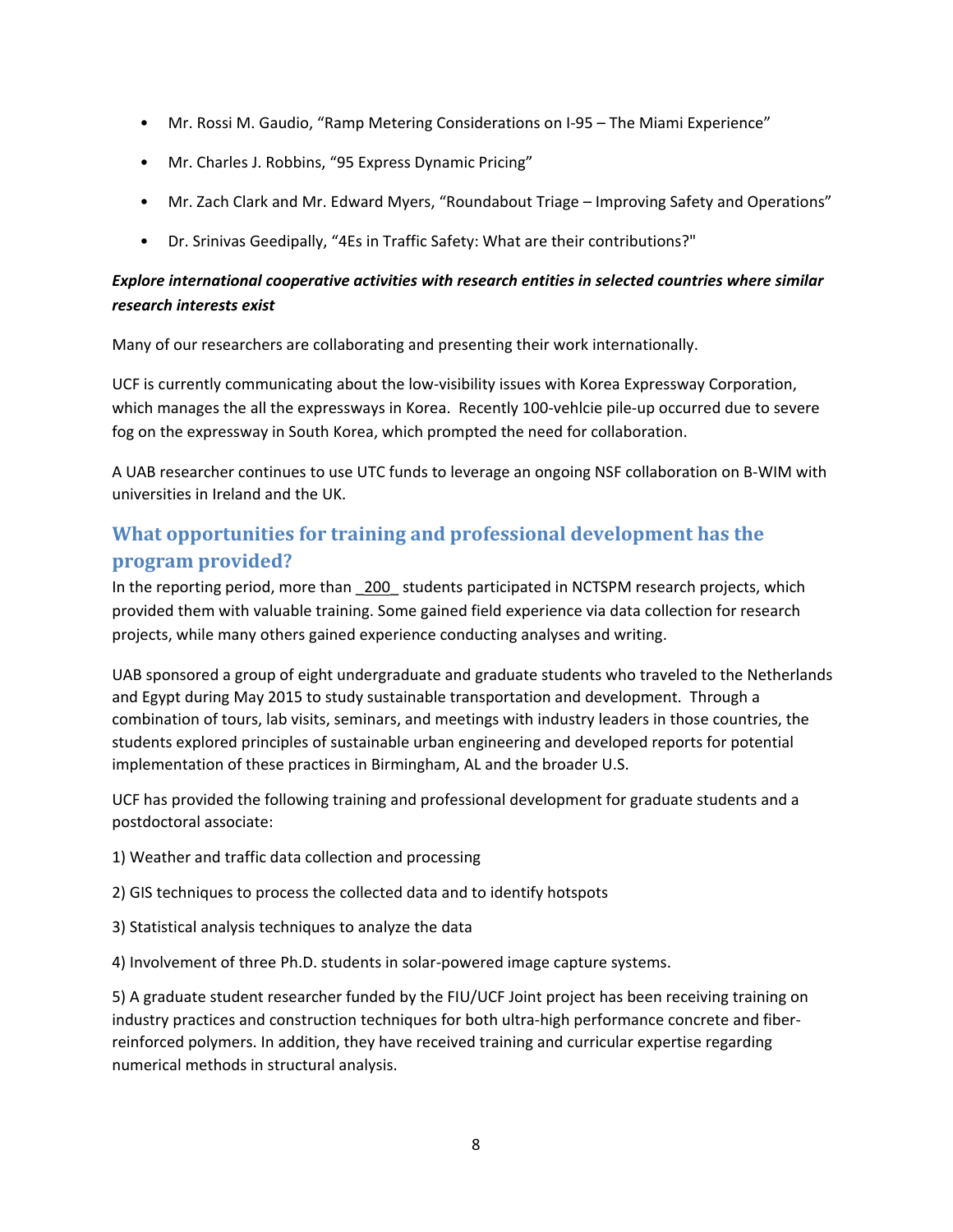- Mr. Rossi M. Gaudio, “Ramp Metering Considerations on I-95 – The Miami Experience”
- Mr. Charles J. Robbins, “95 Express Dynamic Pricing”
- Mr. Zach Clark and Mr. Edward Myers, “Roundabout Triage – Improving Safety and Operations”
- Dr. Srinivas Geedipally, “4Es in Traffic Safety: What are their contributions?"

***Explore international cooperative activities with research entities in selected countries where similar research interests exist***

Many of our researchers are collaborating and presenting their work internationally.

UCF is currently communicating about the low-visibility issues with Korea Expressway Corporation, which manages the all the expressways in Korea. Recently 100-vehlcie pile-up occurred due to severe fog on the expressway in South Korea, which prompted the need for collaboration.

A UAB researcher continues to use UTC funds to leverage an ongoing NSF collaboration on B-WIM with universities in Ireland and the UK.

## What opportunities for training and professional development has the program provided?

In the reporting period, more than _200_ students participated in NCTSPM research projects, which provided them with valuable training. Some gained field experience via data collection for research projects, while many others gained experience conducting analyses and writing.

UAB sponsored a group of eight undergraduate and graduate students who traveled to the Netherlands and Egypt during May 2015 to study sustainable transportation and development. Through a combination of tours, lab visits, seminars, and meetings with industry leaders in those countries, the students explored principles of sustainable urban engineering and developed reports for potential implementation of these practices in Birmingham, AL and the broader U.S.

UCF has provided the following training and professional development for graduate students and a postdoctoral associate:

1) Weather and traffic data collection and processing

2) GIS techniques to process the collected data and to identify hotspots

3) Statistical analysis techniques to analyze the data

4) Involvement of three Ph.D. students in solar-powered image capture systems.

5) A graduate student researcher funded by the FIU/UCF Joint project has been receiving training on industry practices and construction techniques for both ultra-high performance concrete and fiber-reinforced polymers. In addition, they have received training and curricular expertise regarding numerical methods in structural analysis.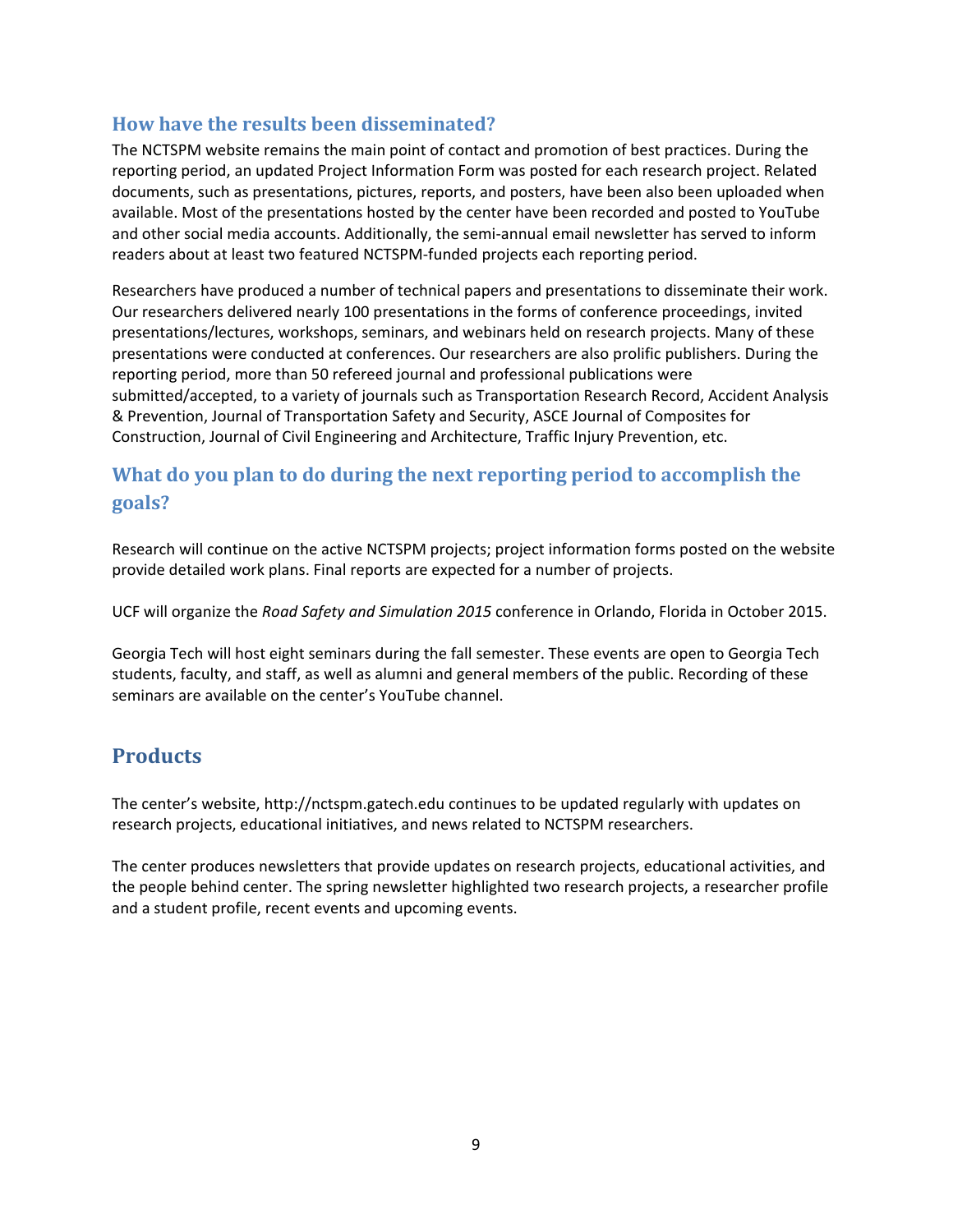## How have the results been disseminated?

The NCTSPM website remains the main point of contact and promotion of best practices. During the reporting period, an updated Project Information Form was posted for each research project. Related documents, such as presentations, pictures, reports, and posters, have been also been uploaded when available. Most of the presentations hosted by the center have been recorded and posted to YouTube and other social media accounts. Additionally, the semi-annual email newsletter has served to inform readers about at least two featured NCTSPM-funded projects each reporting period.

Researchers have produced a number of technical papers and presentations to disseminate their work. Our researchers delivered nearly 100 presentations in the forms of conference proceedings, invited presentations/lectures, workshops, seminars, and webinars held on research projects. Many of these presentations were conducted at conferences. Our researchers are also prolific publishers. During the reporting period, more than 50 refereed journal and professional publications were submitted/accepted, to a variety of journals such as Transportation Research Record, Accident Analysis & Prevention, Journal of Transportation Safety and Security, ASCE Journal of Composites for Construction, Journal of Civil Engineering and Architecture, Traffic Injury Prevention, etc.

## What do you plan to do during the next reporting period to accomplish the goals?

Research will continue on the active NCTSPM projects; project information forms posted on the website provide detailed work plans. Final reports are expected for a number of projects.

UCF will organize the *Road Safety and Simulation 2015* conference in Orlando, Florida in October 2015.

Georgia Tech will host eight seminars during the fall semester. These events are open to Georgia Tech students, faculty, and staff, as well as alumni and general members of the public. Recording of these seminars are available on the center's YouTube channel.

# Products

The center's website, http://nctspm.gatech.edu continues to be updated regularly with updates on research projects, educational initiatives, and news related to NCTSPM researchers.

The center produces newsletters that provide updates on research projects, educational activities, and the people behind center. The spring newsletter highlighted two research projects, a researcher profile and a student profile, recent events and upcoming events.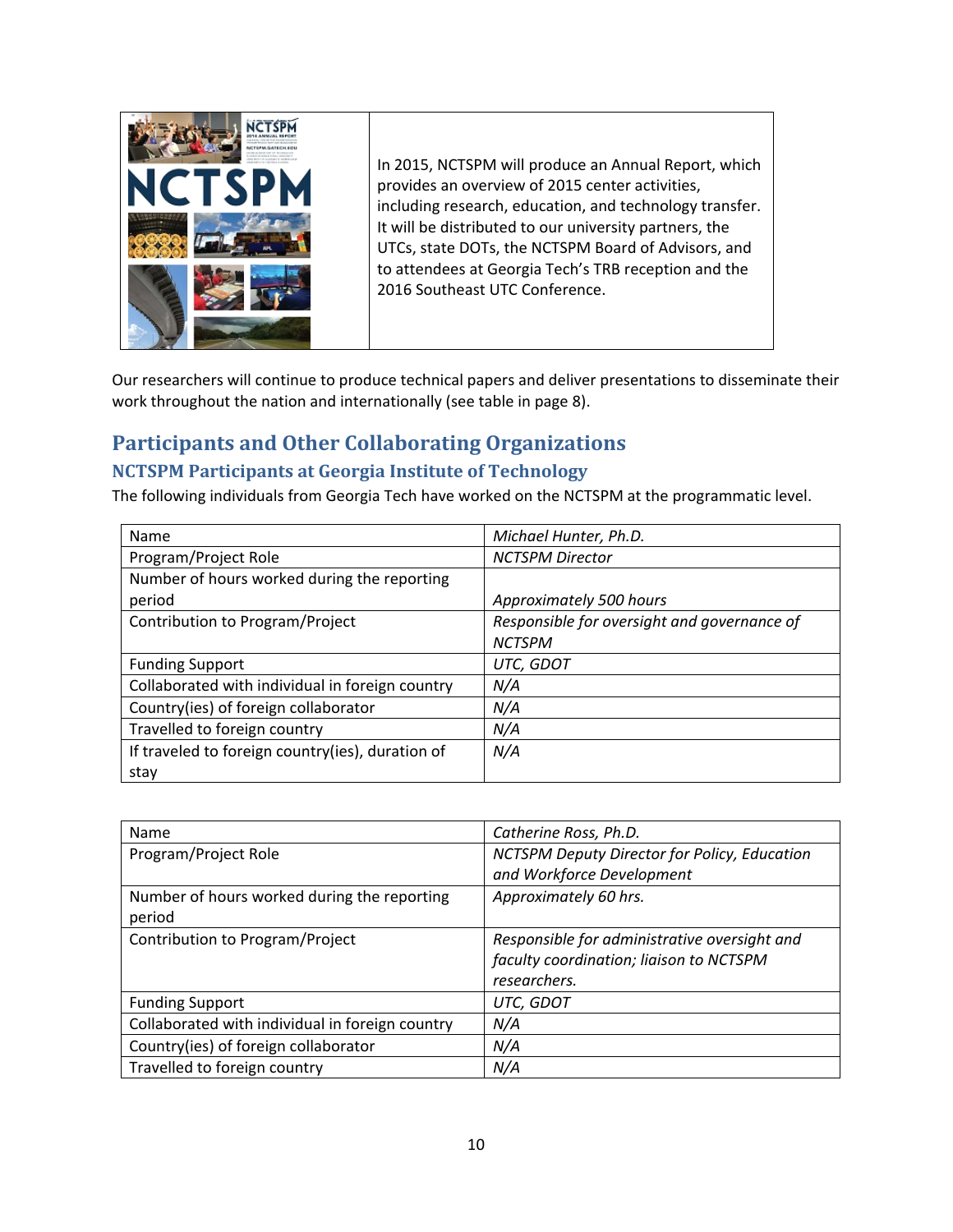In 2015, NCTSPM will produce an Annual Report, which provides an overview of 2015 center activities, including research, education, and technology transfer. It will be distributed to our university partners, the UTCs, state DOTs, the NCTSPM Board of Advisors, and to attendees at Georgia Tech's TRB reception and the 2016 Southeast UTC Conference.

Our researchers will continue to produce technical papers and deliver presentations to disseminate their work throughout the nation and internationally (see table in page 8).

## Participants and Other Collaborating Organizations

### NCTSPM Participants at Georgia Institute of Technology

The following individuals from Georgia Tech have worked on the NCTSPM at the programmatic level.

| Name | *Michael Hunter, Ph.D.* |
|---|---|
| Program/Project Role | *NCTSPM Director* |
| Number of hours worked during the reporting period | *Approximately 500 hours* |
| Contribution to Program/Project | *Responsible for oversight and governance of NCTSPM* |
| Funding Support | *UTC, GDOT* |
| Collaborated with individual in foreign country | *N/A* |
| Country(ies) of foreign collaborator | *N/A* |
| Travelled to foreign country | *N/A* |
| If traveled to foreign country(ies), duration of stay | *N/A* |

| Name | *Catherine Ross, Ph.D.* |
|---|---|
| Program/Project Role | *NCTSPM Deputy Director for Policy, Education and Workforce Development* |
| Number of hours worked during the reporting period | *Approximately 60 hrs.* |
| Contribution to Program/Project | *Responsible for administrative oversight and faculty coordination; liaison to NCTSPM researchers.* |
| Funding Support | *UTC, GDOT* |
| Collaborated with individual in foreign country | *N/A* |
| Country(ies) of foreign collaborator | *N/A* |
| Travelled to foreign country | *N/A* |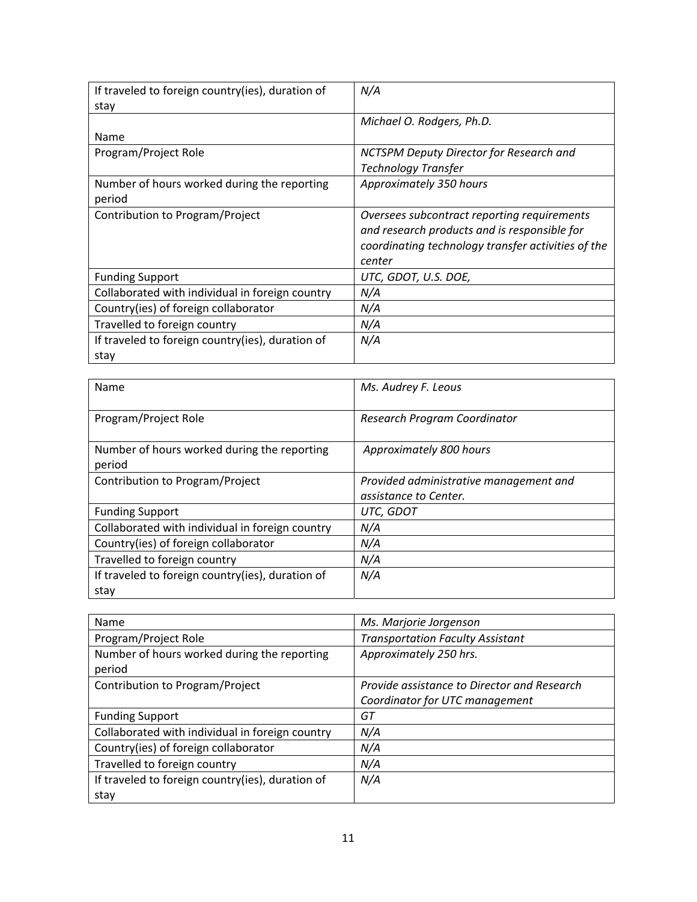| | |
|---|---|
| If traveled to foreign country(ies), duration of stay | *N/A* |
| Name | *Michael O. Rodgers, Ph.D.* |
| Program/Project Role | *NCTSPM Deputy Director for Research and Technology Transfer* |
| Number of hours worked during the reporting period | *Approximately 350 hours* |
| Contribution to Program/Project | *Oversees subcontract reporting requirements and research products and is responsible for coordinating technology transfer activities of the center* |
| Funding Support | *UTC, GDOT, U.S. DOE,* |
| Collaborated with individual in foreign country | *N/A* |
| Country(ies) of foreign collaborator | *N/A* |
| Travelled to foreign country | *N/A* |
| If traveled to foreign country(ies), duration of stay | *N/A* |

| Name | *Ms. Audrey F. Leous* |
|---|---|
| Program/Project Role | *Research Program Coordinator* |
| Number of hours worked during the reporting period | *Approximately 800 hours* |
| Contribution to Program/Project | *Provided administrative management and assistance to Center.* |
| Funding Support | *UTC, GDOT* |
| Collaborated with individual in foreign country | *N/A* |
| Country(ies) of foreign collaborator | *N/A* |
| Travelled to foreign country | *N/A* |
| If traveled to foreign country(ies), duration of stay | *N/A* |

| Name | *Ms. Marjorie Jorgenson* |
|---|---|
| Program/Project Role | *Transportation Faculty Assistant* |
| Number of hours worked during the reporting period | *Approximately 250 hrs.* |
| Contribution to Program/Project | *Provide assistance to Director and Research Coordinator for UTC management* |
| Funding Support | *GT* |
| Collaborated with individual in foreign country | *N/A* |
| Country(ies) of foreign collaborator | *N/A* |
| Travelled to foreign country | *N/A* |
| If traveled to foreign country(ies), duration of stay | *N/A* |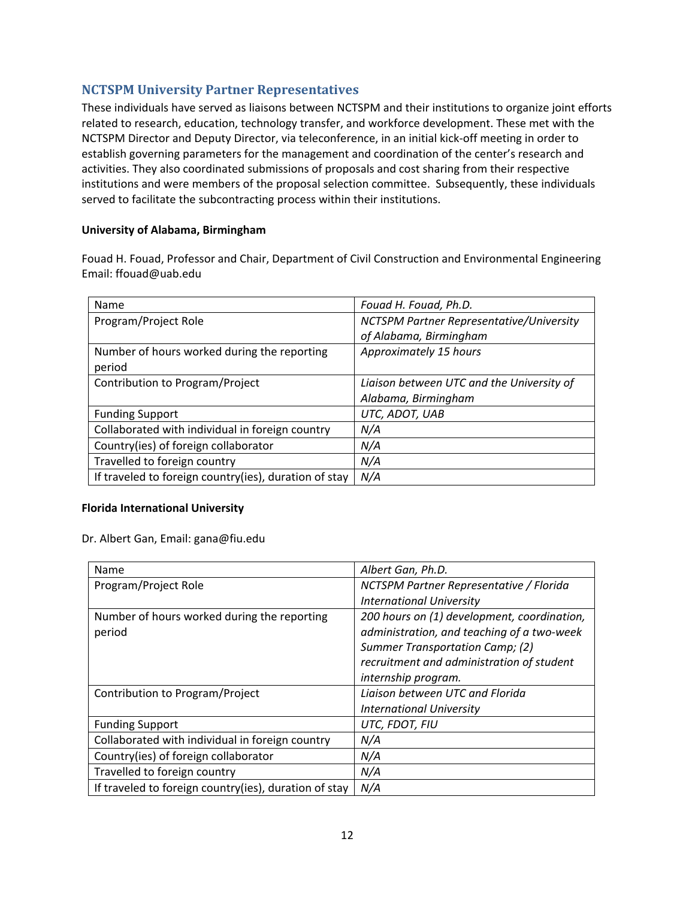## NCTSPM University Partner Representatives

These individuals have served as liaisons between NCTSPM and their institutions to organize joint efforts related to research, education, technology transfer, and workforce development. These met with the NCTSPM Director and Deputy Director, via teleconference, in an initial kick-off meeting in order to establish governing parameters for the management and coordination of the center's research and activities. They also coordinated submissions of proposals and cost sharing from their respective institutions and were members of the proposal selection committee. Subsequently, these individuals served to facilitate the subcontracting process within their institutions.

**University of Alabama, Birmingham**

Fouad H. Fouad, Professor and Chair, Department of Civil Construction and Environmental Engineering
Email: ffouad@uab.edu

| Name | *Fouad H. Fouad, Ph.D.* |
|---|---|
| Program/Project Role | *NCTSPM Partner Representative/University of Alabama, Birmingham* |
| Number of hours worked during the reporting period | *Approximately 15 hours* |
| Contribution to Program/Project | *Liaison between UTC and the University of Alabama, Birmingham* |
| Funding Support | *UTC, ADOT, UAB* |
| Collaborated with individual in foreign country | *N/A* |
| Country(ies) of foreign collaborator | *N/A* |
| Travelled to foreign country | *N/A* |
| If traveled to foreign country(ies), duration of stay | *N/A* |

**Florida International University**

Dr. Albert Gan, Email: gana@fiu.edu

| Name | *Albert Gan, Ph.D.* |
|---|---|
| Program/Project Role | *NCTSPM Partner Representative / Florida International University* |
| Number of hours worked during the reporting period | *200 hours on (1) development, coordination, administration, and teaching of a two-week Summer Transportation Camp; (2) recruitment and administration of student internship program.* |
| Contribution to Program/Project | *Liaison between UTC and Florida International University* |
| Funding Support | *UTC, FDOT, FIU* |
| Collaborated with individual in foreign country | *N/A* |
| Country(ies) of foreign collaborator | *N/A* |
| Travelled to foreign country | *N/A* |
| If traveled to foreign country(ies), duration of stay | *N/A* |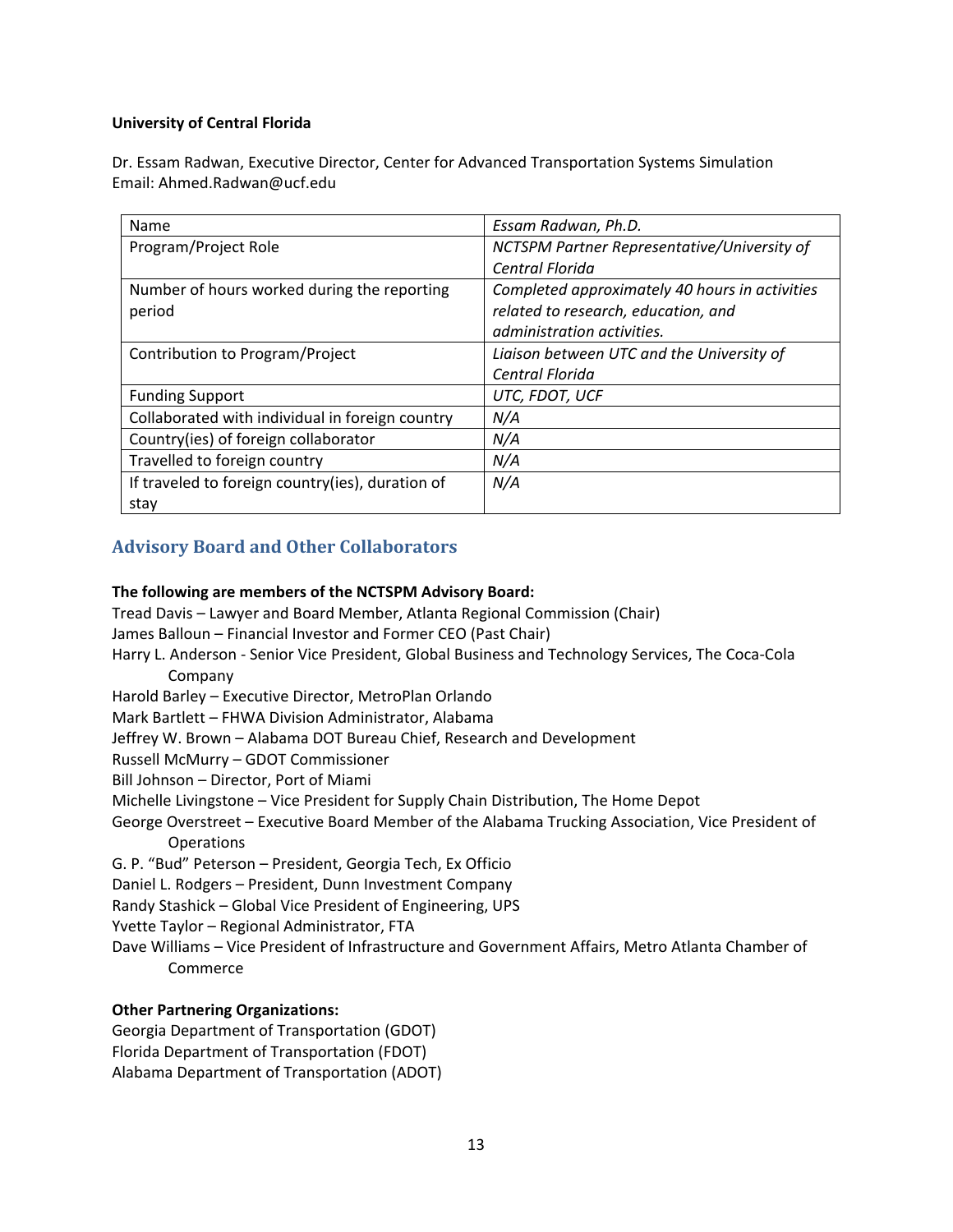**University of Central Florida**

Dr. Essam Radwan, Executive Director, Center for Advanced Transportation Systems Simulation
Email: Ahmed.Radwan@ucf.edu

| Name | *Essam Radwan, Ph.D.* |
|---|---|
| Program/Project Role | *NCTSPM Partner Representative/University of Central Florida* |
| Number of hours worked during the reporting period | *Completed approximately 40 hours in activities related to research, education, and administration activities.* |
| Contribution to Program/Project | *Liaison between UTC and the University of Central Florida* |
| Funding Support | *UTC, FDOT, UCF* |
| Collaborated with individual in foreign country | *N/A* |
| Country(ies) of foreign collaborator | *N/A* |
| Travelled to foreign country | *N/A* |
| If traveled to foreign country(ies), duration of stay | *N/A* |

## Advisory Board and Other Collaborators

**The following are members of the NCTSPM Advisory Board:**

Tread Davis – Lawyer and Board Member, Atlanta Regional Commission (Chair)
James Balloun – Financial Investor and Former CEO (Past Chair)
Harry L. Anderson - Senior Vice President, Global Business and Technology Services, The Coca-Cola Company
Harold Barley – Executive Director, MetroPlan Orlando
Mark Bartlett – FHWA Division Administrator, Alabama
Jeffrey W. Brown – Alabama DOT Bureau Chief, Research and Development
Russell McMurry – GDOT Commissioner
Bill Johnson – Director, Port of Miami
Michelle Livingstone – Vice President for Supply Chain Distribution, The Home Depot
George Overstreet – Executive Board Member of the Alabama Trucking Association, Vice President of Operations
G. P. "Bud" Peterson – President, Georgia Tech, Ex Officio
Daniel L. Rodgers – President, Dunn Investment Company
Randy Stashick – Global Vice President of Engineering, UPS
Yvette Taylor – Regional Administrator, FTA
Dave Williams – Vice President of Infrastructure and Government Affairs, Metro Atlanta Chamber of Commerce

**Other Partnering Organizations:**

Georgia Department of Transportation (GDOT)
Florida Department of Transportation (FDOT)
Alabama Department of Transportation (ADOT)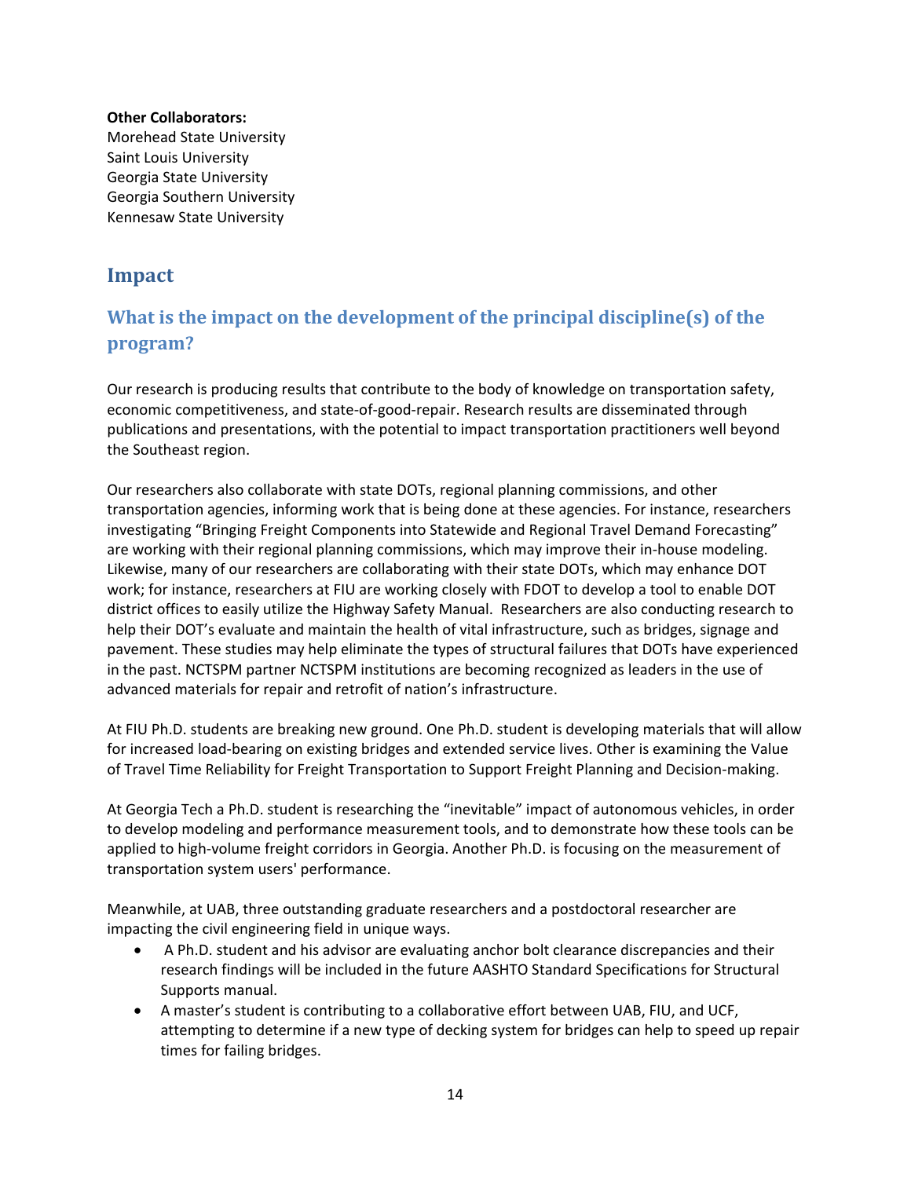**Other Collaborators:**
Morehead State University
Saint Louis University
Georgia State University
Georgia Southern University
Kennesaw State University

# Impact

## What is the impact on the development of the principal discipline(s) of the program?

Our research is producing results that contribute to the body of knowledge on transportation safety, economic competitiveness, and state-of-good-repair. Research results are disseminated through publications and presentations, with the potential to impact transportation practitioners well beyond the Southeast region.

Our researchers also collaborate with state DOTs, regional planning commissions, and other transportation agencies, informing work that is being done at these agencies. For instance, researchers investigating "Bringing Freight Components into Statewide and Regional Travel Demand Forecasting" are working with their regional planning commissions, which may improve their in-house modeling. Likewise, many of our researchers are collaborating with their state DOTs, which may enhance DOT work; for instance, researchers at FIU are working closely with FDOT to develop a tool to enable DOT district offices to easily utilize the Highway Safety Manual. Researchers are also conducting research to help their DOT's evaluate and maintain the health of vital infrastructure, such as bridges, signage and pavement. These studies may help eliminate the types of structural failures that DOTs have experienced in the past. NCTSPM partner NCTSPM institutions are becoming recognized as leaders in the use of advanced materials for repair and retrofit of nation's infrastructure.

At FIU Ph.D. students are breaking new ground. One Ph.D. student is developing materials that will allow for increased load-bearing on existing bridges and extended service lives. Other is examining the Value of Travel Time Reliability for Freight Transportation to Support Freight Planning and Decision-making.

At Georgia Tech a Ph.D. student is researching the "inevitable" impact of autonomous vehicles, in order to develop modeling and performance measurement tools, and to demonstrate how these tools can be applied to high-volume freight corridors in Georgia. Another Ph.D. is focusing on the measurement of transportation system users' performance.

Meanwhile, at UAB, three outstanding graduate researchers and a postdoctoral researcher are impacting the civil engineering field in unique ways.

- A Ph.D. student and his advisor are evaluating anchor bolt clearance discrepancies and their research findings will be included in the future AASHTO Standard Specifications for Structural Supports manual.
- A master's student is contributing to a collaborative effort between UAB, FIU, and UCF, attempting to determine if a new type of decking system for bridges can help to speed up repair times for failing bridges.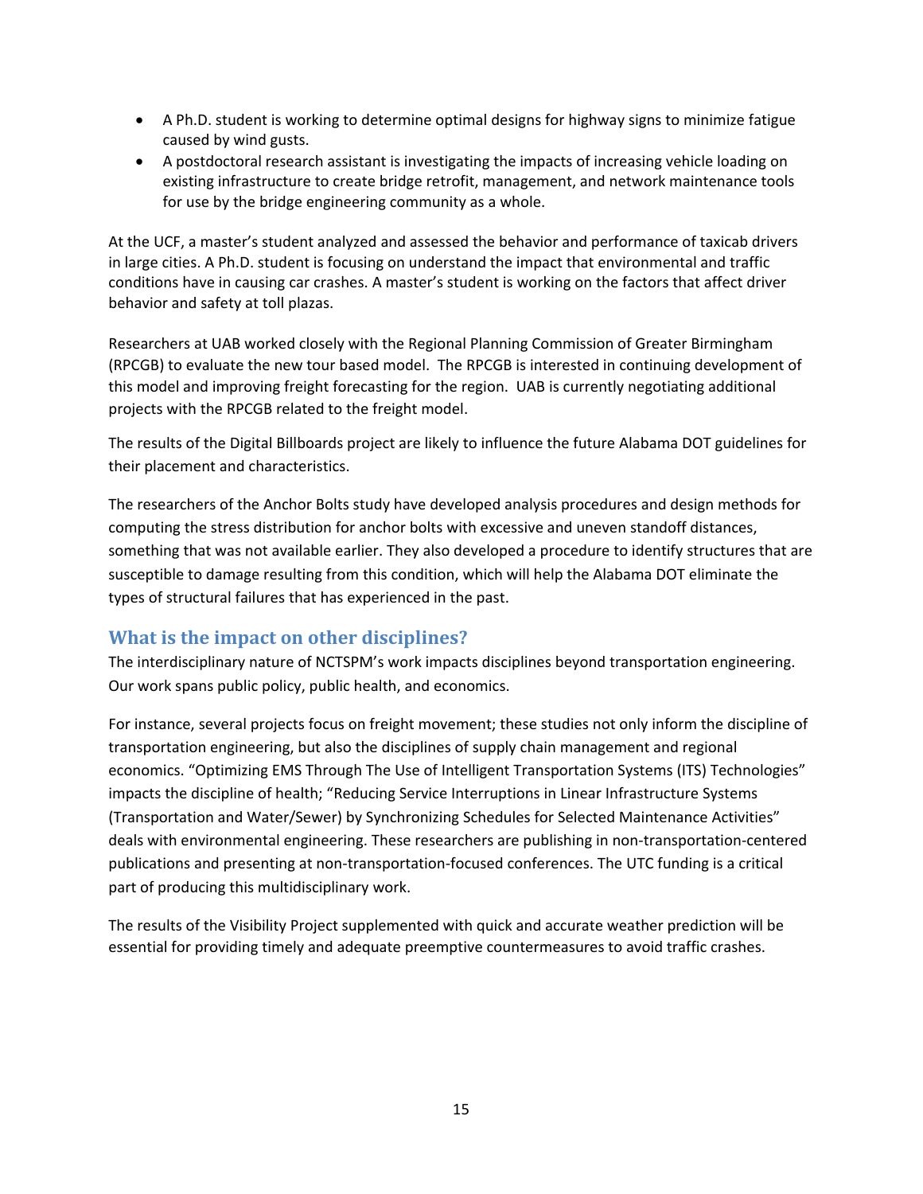- A Ph.D. student is working to determine optimal designs for highway signs to minimize fatigue caused by wind gusts.
- A postdoctoral research assistant is investigating the impacts of increasing vehicle loading on existing infrastructure to create bridge retrofit, management, and network maintenance tools for use by the bridge engineering community as a whole.

At the UCF, a master's student analyzed and assessed the behavior and performance of taxicab drivers in large cities. A Ph.D. student is focusing on understand the impact that environmental and traffic conditions have in causing car crashes. A master's student is working on the factors that affect driver behavior and safety at toll plazas.

Researchers at UAB worked closely with the Regional Planning Commission of Greater Birmingham (RPCGB) to evaluate the new tour based model. The RPCGB is interested in continuing development of this model and improving freight forecasting for the region. UAB is currently negotiating additional projects with the RPCGB related to the freight model.

The results of the Digital Billboards project are likely to influence the future Alabama DOT guidelines for their placement and characteristics.

The researchers of the Anchor Bolts study have developed analysis procedures and design methods for computing the stress distribution for anchor bolts with excessive and uneven standoff distances, something that was not available earlier. They also developed a procedure to identify structures that are susceptible to damage resulting from this condition, which will help the Alabama DOT eliminate the types of structural failures that has experienced in the past.

## What is the impact on other disciplines?

The interdisciplinary nature of NCTSPM's work impacts disciplines beyond transportation engineering. Our work spans public policy, public health, and economics.

For instance, several projects focus on freight movement; these studies not only inform the discipline of transportation engineering, but also the disciplines of supply chain management and regional economics. "Optimizing EMS Through The Use of Intelligent Transportation Systems (ITS) Technologies" impacts the discipline of health; "Reducing Service Interruptions in Linear Infrastructure Systems (Transportation and Water/Sewer) by Synchronizing Schedules for Selected Maintenance Activities" deals with environmental engineering. These researchers are publishing in non-transportation-centered publications and presenting at non-transportation-focused conferences. The UTC funding is a critical part of producing this multidisciplinary work.

The results of the Visibility Project supplemented with quick and accurate weather prediction will be essential for providing timely and adequate preemptive countermeasures to avoid traffic crashes.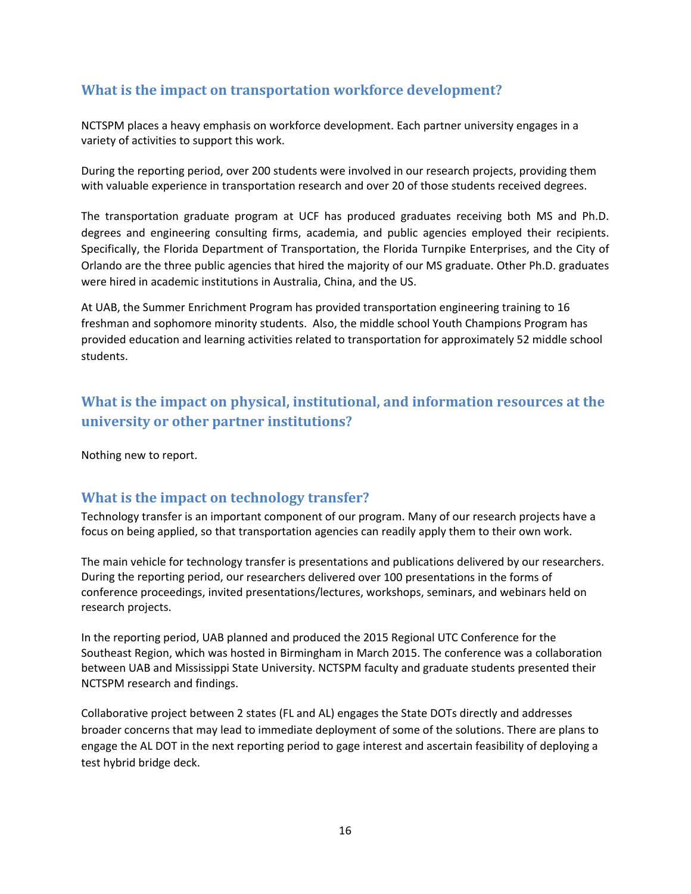## What is the impact on transportation workforce development?

NCTSPM places a heavy emphasis on workforce development. Each partner university engages in a variety of activities to support this work.

During the reporting period, over 200 students were involved in our research projects, providing them with valuable experience in transportation research and over 20 of those students received degrees.

The transportation graduate program at UCF has produced graduates receiving both MS and Ph.D. degrees and engineering consulting firms, academia, and public agencies employed their recipients. Specifically, the Florida Department of Transportation, the Florida Turnpike Enterprises, and the City of Orlando are the three public agencies that hired the majority of our MS graduate. Other Ph.D. graduates were hired in academic institutions in Australia, China, and the US.

At UAB, the Summer Enrichment Program has provided transportation engineering training to 16 freshman and sophomore minority students. Also, the middle school Youth Champions Program has provided education and learning activities related to transportation for approximately 52 middle school students.

## What is the impact on physical, institutional, and information resources at the university or other partner institutions?

Nothing new to report.

## What is the impact on technology transfer?

Technology transfer is an important component of our program. Many of our research projects have a focus on being applied, so that transportation agencies can readily apply them to their own work.

The main vehicle for technology transfer is presentations and publications delivered by our researchers. During the reporting period, our researchers delivered over 100 presentations in the forms of conference proceedings, invited presentations/lectures, workshops, seminars, and webinars held on research projects.

In the reporting period, UAB planned and produced the 2015 Regional UTC Conference for the Southeast Region, which was hosted in Birmingham in March 2015. The conference was a collaboration between UAB and Mississippi State University. NCTSPM faculty and graduate students presented their NCTSPM research and findings.

Collaborative project between 2 states (FL and AL) engages the State DOTs directly and addresses broader concerns that may lead to immediate deployment of some of the solutions. There are plans to engage the AL DOT in the next reporting period to gage interest and ascertain feasibility of deploying a test hybrid bridge deck.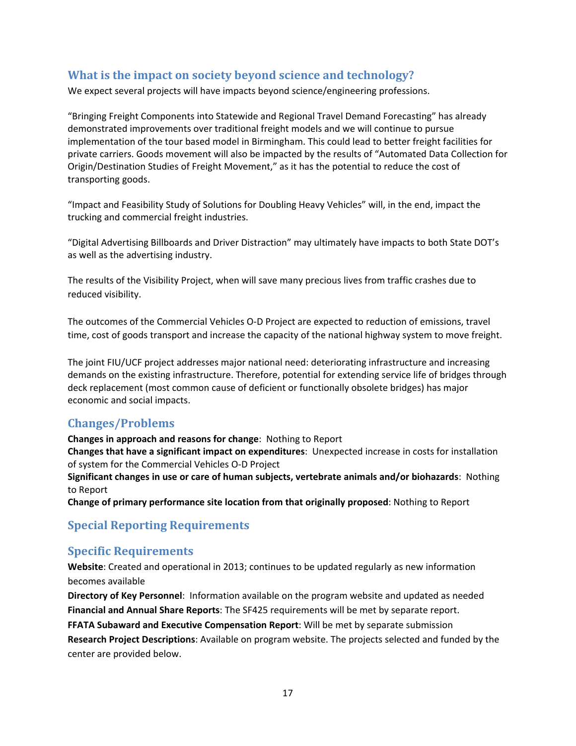## What is the impact on society beyond science and technology?

We expect several projects will have impacts beyond science/engineering professions.

"Bringing Freight Components into Statewide and Regional Travel Demand Forecasting" has already demonstrated improvements over traditional freight models and we will continue to pursue implementation of the tour based model in Birmingham. This could lead to better freight facilities for private carriers. Goods movement will also be impacted by the results of "Automated Data Collection for Origin/Destination Studies of Freight Movement," as it has the potential to reduce the cost of transporting goods.

"Impact and Feasibility Study of Solutions for Doubling Heavy Vehicles" will, in the end, impact the trucking and commercial freight industries.

"Digital Advertising Billboards and Driver Distraction" may ultimately have impacts to both State DOT's as well as the advertising industry.

The results of the Visibility Project, when will save many precious lives from traffic crashes due to reduced visibility.

The outcomes of the Commercial Vehicles O-D Project are expected to reduction of emissions, travel time, cost of goods transport and increase the capacity of the national highway system to move freight.

The joint FIU/UCF project addresses major national need: deteriorating infrastructure and increasing demands on the existing infrastructure. Therefore, potential for extending service life of bridges through deck replacement (most common cause of deficient or functionally obsolete bridges) has major economic and social impacts.

## Changes/Problems

**Changes in approach and reasons for change**: Nothing to Report
**Changes that have a significant impact on expenditures**: Unexpected increase in costs for installation of system for the Commercial Vehicles O-D Project
**Significant changes in use or care of human subjects, vertebrate animals and/or biohazards**: Nothing to Report
**Change of primary performance site location from that originally proposed**: Nothing to Report

## Special Reporting Requirements

## Specific Requirements

**Website**: Created and operational in 2013; continues to be updated regularly as new information becomes available
**Directory of Key Personnel**: Information available on the program website and updated as needed
**Financial and Annual Share Reports**: The SF425 requirements will be met by separate report.
**FFATA Subaward and Executive Compensation Report**: Will be met by separate submission
**Research Project Descriptions**: Available on program website. The projects selected and funded by the center are provided below.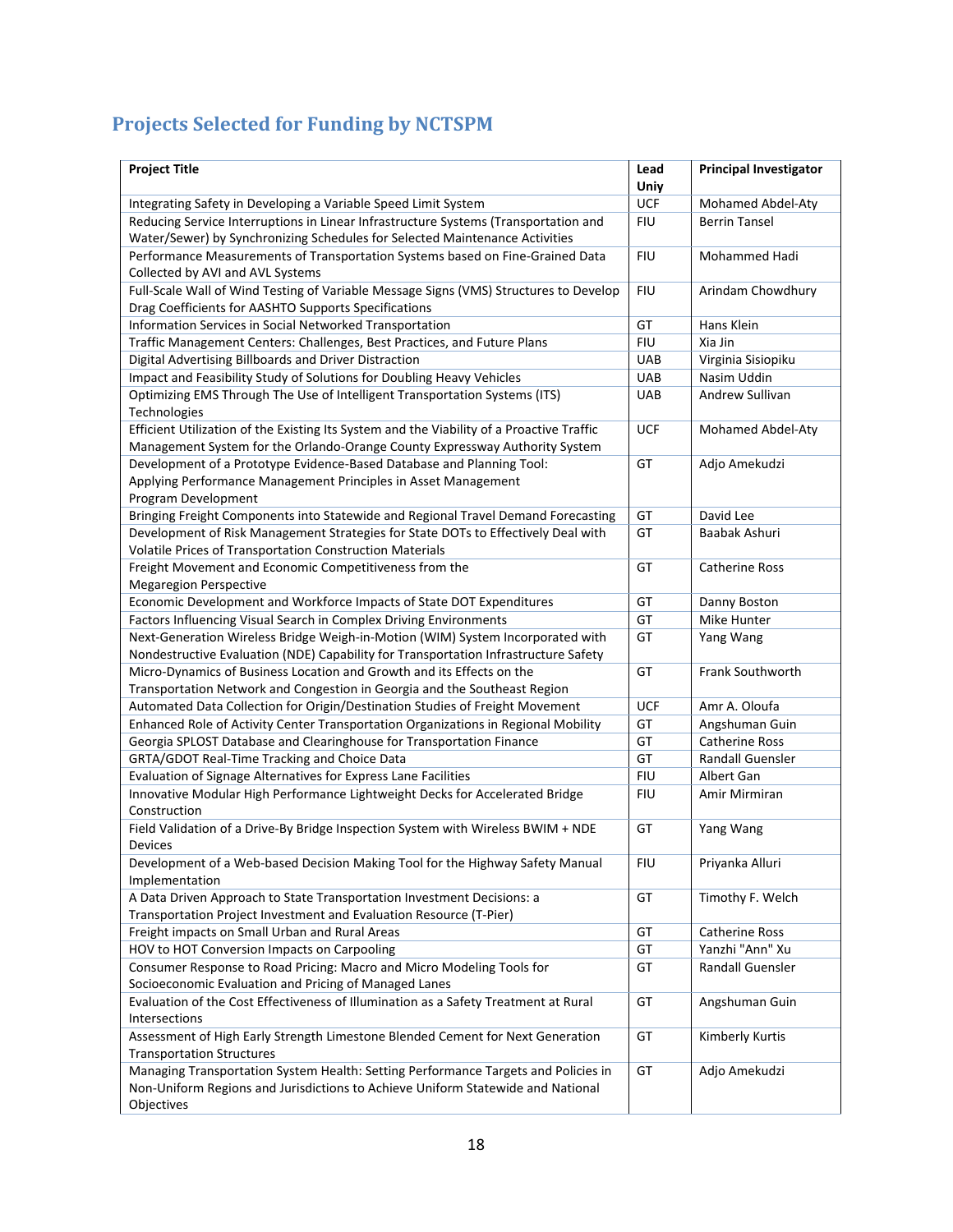## Projects Selected for Funding by NCTSPM

| Project Title | Lead Uniy | Principal Investigator |
|---|---|---|
| Integrating Safety in Developing a Variable Speed Limit System | UCF | Mohamed Abdel-Aty |
| Reducing Service Interruptions in Linear Infrastructure Systems (Transportation and Water/Sewer) by Synchronizing Schedules for Selected Maintenance Activities | FIU | Berrin Tansel |
| Performance Measurements of Transportation Systems based on Fine-Grained Data Collected by AVI and AVL Systems | FIU | Mohammed Hadi |
| Full-Scale Wall of Wind Testing of Variable Message Signs (VMS) Structures to Develop Drag Coefficients for AASHTO Supports Specifications | FIU | Arindam Chowdhury |
| Information Services in Social Networked Transportation | GT | Hans Klein |
| Traffic Management Centers: Challenges, Best Practices, and Future Plans | FIU | Xia Jin |
| Digital Advertising Billboards and Driver Distraction | UAB | Virginia Sisiopiku |
| Impact and Feasibility Study of Solutions for Doubling Heavy Vehicles | UAB | Nasim Uddin |
| Optimizing EMS Through The Use of Intelligent Transportation Systems (ITS) Technologies | UAB | Andrew Sullivan |
| Efficient Utilization of the Existing Its System and the Viability of a Proactive Traffic Management System for the Orlando-Orange County Expressway Authority System | UCF | Mohamed Abdel-Aty |
| Development of a Prototype Evidence-Based Database and Planning Tool: Applying Performance Management Principles in Asset Management Program Development | GT | Adjo Amekudzi |
| Bringing Freight Components into Statewide and Regional Travel Demand Forecasting | GT | David Lee |
| Development of Risk Management Strategies for State DOTs to Effectively Deal with Volatile Prices of Transportation Construction Materials | GT | Baabak Ashuri |
| Freight Movement and Economic Competitiveness from the Megaregion Perspective | GT | Catherine Ross |
| Economic Development and Workforce Impacts of State DOT Expenditures | GT | Danny Boston |
| Factors Influencing Visual Search in Complex Driving Environments | GT | Mike Hunter |
| Next-Generation Wireless Bridge Weigh-in-Motion (WIM) System Incorporated with Nondestructive Evaluation (NDE) Capability for Transportation Infrastructure Safety | GT | Yang Wang |
| Micro-Dynamics of Business Location and Growth and its Effects on the Transportation Network and Congestion in Georgia and the Southeast Region | GT | Frank Southworth |
| Automated Data Collection for Origin/Destination Studies of Freight Movement | UCF | Amr A. Oloufa |
| Enhanced Role of Activity Center Transportation Organizations in Regional Mobility | GT | Angshuman Guin |
| Georgia SPLOST Database and Clearinghouse for Transportation Finance | GT | Catherine Ross |
| GRTA/GDOT Real-Time Tracking and Choice Data | GT | Randall Guensler |
| Evaluation of Signage Alternatives for Express Lane Facilities | FIU | Albert Gan |
| Innovative Modular High Performance Lightweight Decks for Accelerated Bridge Construction | FIU | Amir Mirmiran |
| Field Validation of a Drive-By Bridge Inspection System with Wireless BWIM + NDE Devices | GT | Yang Wang |
| Development of a Web-based Decision Making Tool for the Highway Safety Manual Implementation | FIU | Priyanka Alluri |
| A Data Driven Approach to State Transportation Investment Decisions: a Transportation Project Investment and Evaluation Resource (T-Pier) | GT | Timothy F. Welch |
| Freight impacts on Small Urban and Rural Areas | GT | Catherine Ross |
| HOV to HOT Conversion Impacts on Carpooling | GT | Yanzhi "Ann" Xu |
| Consumer Response to Road Pricing: Macro and Micro Modeling Tools for Socioeconomic Evaluation and Pricing of Managed Lanes | GT | Randall Guensler |
| Evaluation of the Cost Effectiveness of Illumination as a Safety Treatment at Rural Intersections | GT | Angshuman Guin |
| Assessment of High Early Strength Limestone Blended Cement for Next Generation Transportation Structures | GT | Kimberly Kurtis |
| Managing Transportation System Health: Setting Performance Targets and Policies in Non-Uniform Regions and Jurisdictions to Achieve Uniform Statewide and National Objectives | GT | Adjo Amekudzi |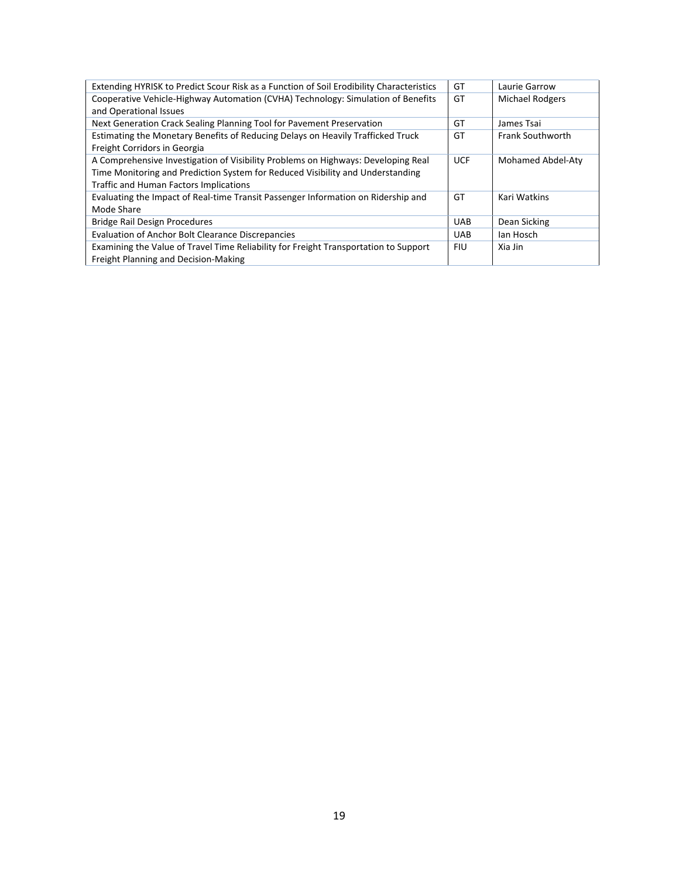| | | |
|---|---|---|
| Extending HYRISK to Predict Scour Risk as a Function of Soil Erodibility Characteristics | GT | Laurie Garrow |
| Cooperative Vehicle-Highway Automation (CVHA) Technology: Simulation of Benefits and Operational Issues | GT | Michael Rodgers |
| Next Generation Crack Sealing Planning Tool for Pavement Preservation | GT | James Tsai |
| Estimating the Monetary Benefits of Reducing Delays on Heavily Trafficked Truck Freight Corridors in Georgia | GT | Frank Southworth |
| A Comprehensive Investigation of Visibility Problems on Highways: Developing Real Time Monitoring and Prediction System for Reduced Visibility and Understanding Traffic and Human Factors Implications | UCF | Mohamed Abdel-Aty |
| Evaluating the Impact of Real-time Transit Passenger Information on Ridership and Mode Share | GT | Kari Watkins |
| Bridge Rail Design Procedures | UAB | Dean Sicking |
| Evaluation of Anchor Bolt Clearance Discrepancies | UAB | Ian Hosch |
| Examining the Value of Travel Time Reliability for Freight Transportation to Support Freight Planning and Decision-Making | FIU | Xia Jin |